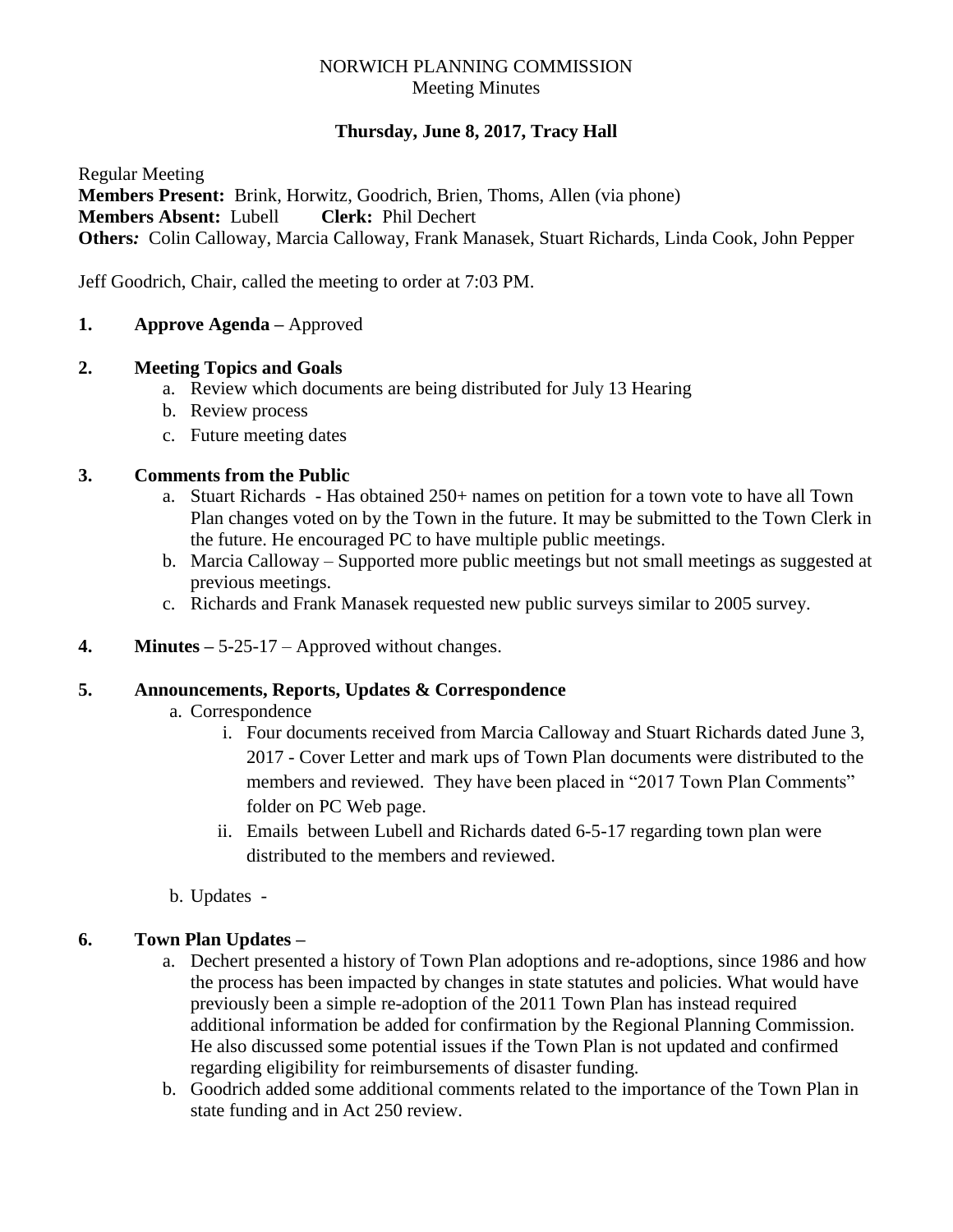NORWICH PLANNING COMMISSION
Meeting Minutes

**Thursday, June 8, 2017, Tracy Hall**

Regular Meeting
**Members Present:** Brink, Horwitz, Goodrich, Brien, Thoms, Allen (via phone)
**Members Absent:** Lubell **Clerk:** Phil Dechert
***Others:*** Colin Calloway, Marcia Calloway, Frank Manasek, Stuart Richards, Linda Cook, John Pepper

Jeff Goodrich, Chair, called the meeting to order at 7:03 PM.

**1. Approve Agenda –** Approved

**2. Meeting Topics and Goals**

a. Review which documents are being distributed for July 13 Hearing
b. Review process
c. Future meeting dates

**3. Comments from the Public**

a. Stuart Richards - Has obtained 250+ names on petition for a town vote to have all Town Plan changes voted on by the Town in the future. It may be submitted to the Town Clerk in the future. He encouraged PC to have multiple public meetings.
b. Marcia Calloway – Supported more public meetings but not small meetings as suggested at previous meetings.
c. Richards and Frank Manasek requested new public surveys similar to 2005 survey.

**4. Minutes –** 5-25-17 – Approved without changes.

**5. Announcements, Reports, Updates & Correspondence**

a. Correspondence
   i. Four documents received from Marcia Calloway and Stuart Richards dated June 3, 2017 - Cover Letter and mark ups of Town Plan documents were distributed to the members and reviewed. They have been placed in "2017 Town Plan Comments" folder on PC Web page.
   ii. Emails between Lubell and Richards dated 6-5-17 regarding town plan were distributed to the members and reviewed.

b. Updates -

**6. Town Plan Updates –**

a. Dechert presented a history of Town Plan adoptions and re-adoptions, since 1986 and how the process has been impacted by changes in state statutes and policies. What would have previously been a simple re-adoption of the 2011 Town Plan has instead required additional information be added for confirmation by the Regional Planning Commission. He also discussed some potential issues if the Town Plan is not updated and confirmed regarding eligibility for reimbursements of disaster funding.
b. Goodrich added some additional comments related to the importance of the Town Plan in state funding and in Act 250 review.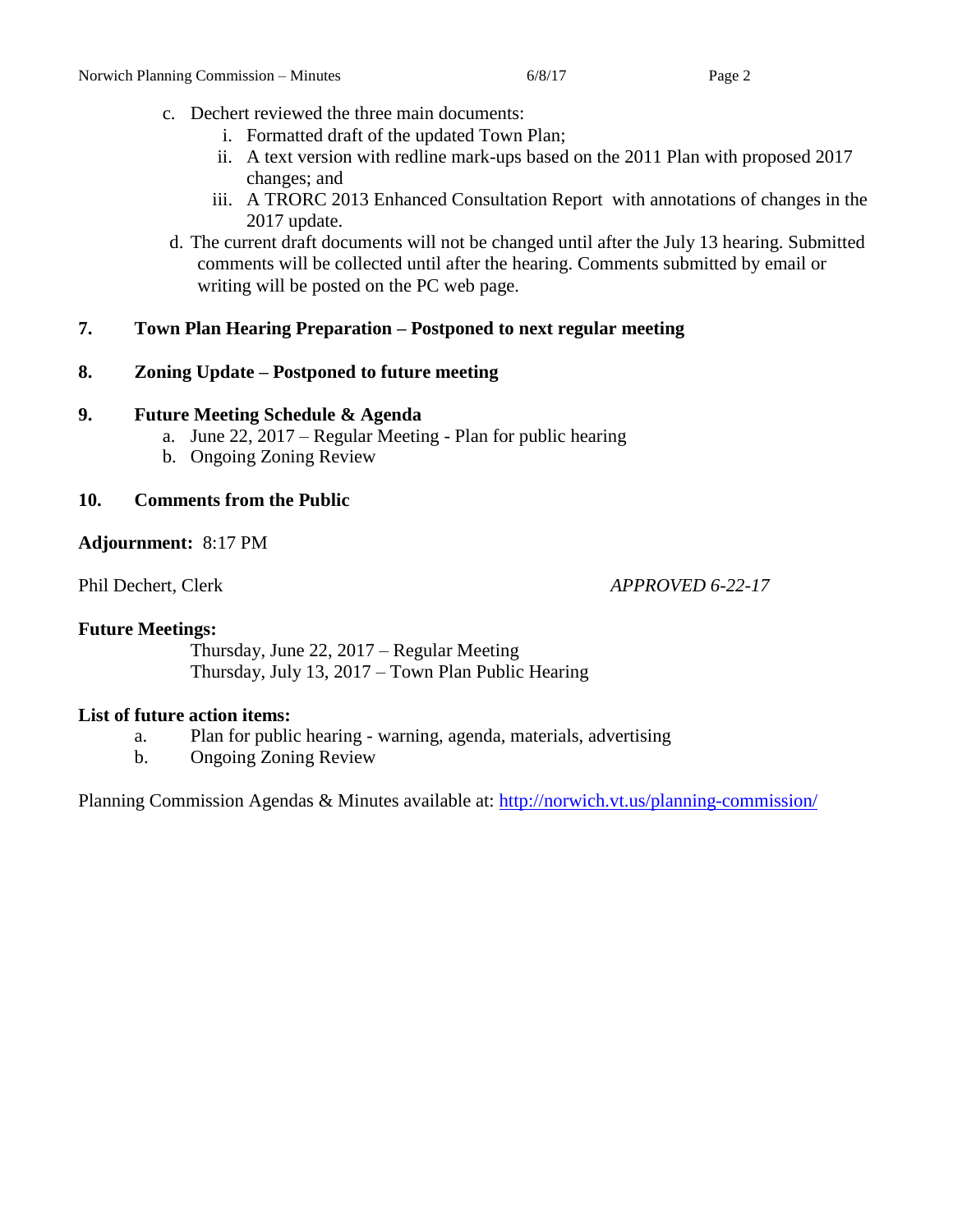c. Dechert reviewed the three main documents:
   i. Formatted draft of the updated Town Plan;
   ii. A text version with redline mark-ups based on the 2011 Plan with proposed 2017 changes; and
   iii. A TRORC 2013 Enhanced Consultation Report with annotations of changes in the 2017 update.

d. The current draft documents will not be changed until after the July 13 hearing. Submitted comments will be collected until after the hearing. Comments submitted by email or writing will be posted on the PC web page.

**7. Town Plan Hearing Preparation – Postponed to next regular meeting**

**8. Zoning Update – Postponed to future meeting**

**9. Future Meeting Schedule & Agenda**

a. June 22, 2017 – Regular Meeting - Plan for public hearing
b. Ongoing Zoning Review

**10. Comments from the Public**

**Adjournment:** 8:17 PM

Phil Dechert, Clerk *APPROVED 6-22-17*

**Future Meetings:**

Thursday, June 22, 2017 – Regular Meeting
Thursday, July 13, 2017 – Town Plan Public Hearing

**List of future action items:**

a. Plan for public hearing - warning, agenda, materials, advertising
b. Ongoing Zoning Review

Planning Commission Agendas & Minutes available at: http://norwich.vt.us/planning-commission/